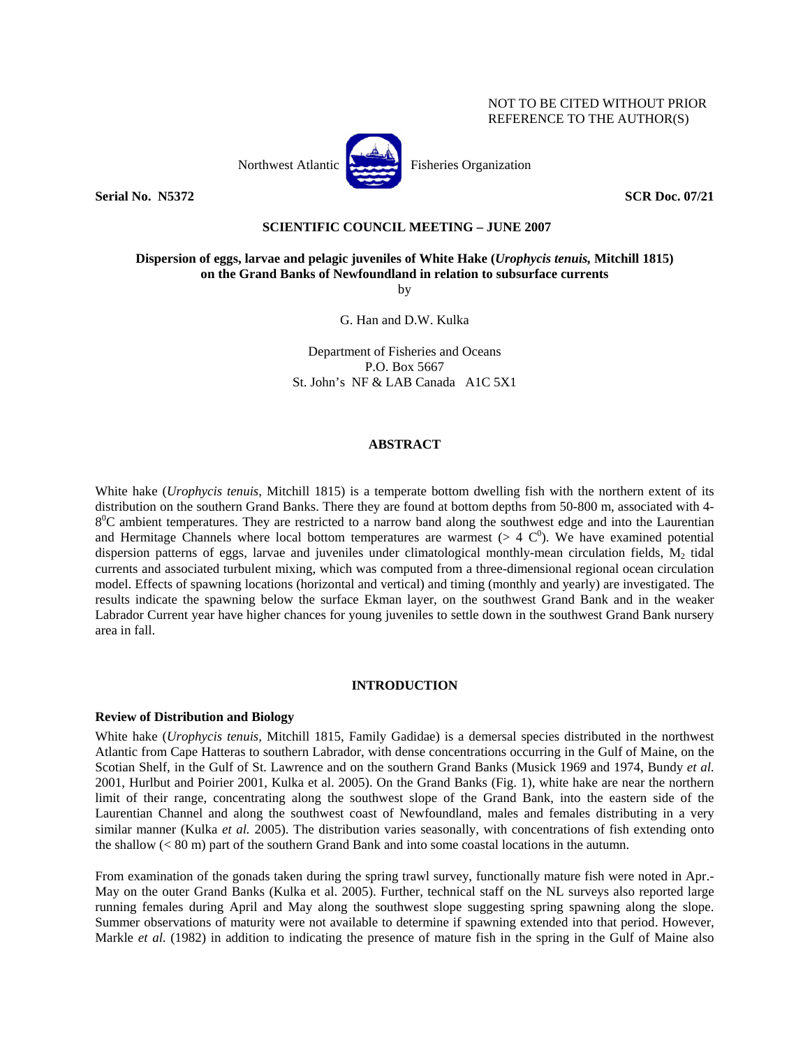NOT TO BE CITED WITHOUT PRIOR REFERENCE TO THE AUTHOR(S)

Northwest Atlantic Fisheries Organization

**Serial No. N5372** **SCR Doc. 07/21**

**SCIENTIFIC COUNCIL MEETING – JUNE 2007**

**Dispersion of eggs, larvae and pelagic juveniles of White Hake (*Urophycis tenuis,* Mitchill 1815) on the Grand Banks of Newfoundland in relation to subsurface currents**

by

G. Han and D.W. Kulka

Department of Fisheries and Oceans
P.O. Box 5667
St. John's NF & LAB Canada A1C 5X1

## ABSTRACT

White hake (*Urophycis tenuis,* Mitchill 1815) is a temperate bottom dwelling fish with the northern extent of its distribution on the southern Grand Banks. There they are found at bottom depths from 50-800 m, associated with 4-8$^0$C ambient temperatures. They are restricted to a narrow band along the southwest edge and into the Laurentian and Hermitage Channels where local bottom temperatures are warmest (> 4 C$^0$). We have examined potential dispersion patterns of eggs, larvae and juveniles under climatological monthly-mean circulation fields, $M_2$ tidal currents and associated turbulent mixing, which was computed from a three-dimensional regional ocean circulation model. Effects of spawning locations (horizontal and vertical) and timing (monthly and yearly) are investigated. The results indicate the spawning below the surface Ekman layer, on the southwest Grand Bank and in the weaker Labrador Current year have higher chances for young juveniles to settle down in the southwest Grand Bank nursery area in fall.

## INTRODUCTION

### Review of Distribution and Biology

White hake (*Urophycis tenuis,* Mitchill 1815, Family Gadidae) is a demersal species distributed in the northwest Atlantic from Cape Hatteras to southern Labrador, with dense concentrations occurring in the Gulf of Maine, on the Scotian Shelf, in the Gulf of St. Lawrence and on the southern Grand Banks (Musick 1969 and 1974, Bundy *et al.* 2001, Hurlbut and Poirier 2001, Kulka et al. 2005). On the Grand Banks (Fig. 1), white hake are near the northern limit of their range, concentrating along the southwest slope of the Grand Bank, into the eastern side of the Laurentian Channel and along the southwest coast of Newfoundland, males and females distributing in a very similar manner (Kulka *et al.* 2005). The distribution varies seasonally, with concentrations of fish extending onto the shallow (< 80 m) part of the southern Grand Bank and into some coastal locations in the autumn.

From examination of the gonads taken during the spring trawl survey, functionally mature fish were noted in Apr.-May on the outer Grand Banks (Kulka et al. 2005). Further, technical staff on the NL surveys also reported large running females during April and May along the southwest slope suggesting spring spawning along the slope. Summer observations of maturity were not available to determine if spawning extended into that period. However, Markle *et al.* (1982) in addition to indicating the presence of mature fish in the spring in the Gulf of Maine also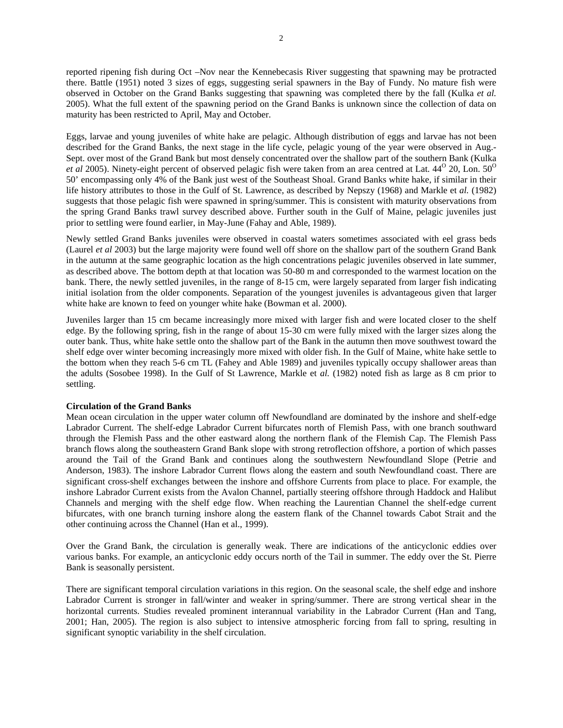reported ripening fish during Oct –Nov near the Kennebecasis River suggesting that spawning may be protracted there. Battle (1951) noted 3 sizes of eggs, suggesting serial spawners in the Bay of Fundy. No mature fish were observed in October on the Grand Banks suggesting that spawning was completed there by the fall (Kulka *et al.* 2005). What the full extent of the spawning period on the Grand Banks is unknown since the collection of data on maturity has been restricted to April, May and October.

Eggs, larvae and young juveniles of white hake are pelagic. Although distribution of eggs and larvae has not been described for the Grand Banks, the next stage in the life cycle, pelagic young of the year were observed in Aug.-Sept. over most of the Grand Bank but most densely concentrated over the shallow part of the southern Bank (Kulka *et al* 2005). Ninety-eight percent of observed pelagic fish were taken from an area centred at Lat. 44$^{O}$ 20, Lon. 50$^{O}$ 50' encompassing only 4% of the Bank just west of the Southeast Shoal. Grand Banks white hake, if similar in their life history attributes to those in the Gulf of St. Lawrence, as described by Nepszy (1968) and Markle et *al.* (1982) suggests that those pelagic fish were spawned in spring/summer. This is consistent with maturity observations from the spring Grand Banks trawl survey described above. Further south in the Gulf of Maine, pelagic juveniles just prior to settling were found earlier, in May-June (Fahay and Able, 1989).

Newly settled Grand Banks juveniles were observed in coastal waters sometimes associated with eel grass beds (Laurel *et al* 2003) but the large majority were found well off shore on the shallow part of the southern Grand Bank in the autumn at the same geographic location as the high concentrations pelagic juveniles observed in late summer, as described above. The bottom depth at that location was 50-80 m and corresponded to the warmest location on the bank. There, the newly settled juveniles, in the range of 8-15 cm, were largely separated from larger fish indicating initial isolation from the older components. Separation of the youngest juveniles is advantageous given that larger white hake are known to feed on younger white hake (Bowman et al. 2000).

Juveniles larger than 15 cm became increasingly more mixed with larger fish and were located closer to the shelf edge. By the following spring, fish in the range of about 15-30 cm were fully mixed with the larger sizes along the outer bank. Thus, white hake settle onto the shallow part of the Bank in the autumn then move southwest toward the shelf edge over winter becoming increasingly more mixed with older fish. In the Gulf of Maine, white hake settle to the bottom when they reach 5-6 cm TL (Fahey and Able 1989) and juveniles typically occupy shallower areas than the adults (Sosobee 1998). In the Gulf of St Lawrence, Markle et *al.* (1982) noted fish as large as 8 cm prior to settling.

**Circulation of the Grand Banks**

Mean ocean circulation in the upper water column off Newfoundland are dominated by the inshore and shelf-edge Labrador Current. The shelf-edge Labrador Current bifurcates north of Flemish Pass, with one branch southward through the Flemish Pass and the other eastward along the northern flank of the Flemish Cap. The Flemish Pass branch flows along the southeastern Grand Bank slope with strong retroflection offshore, a portion of which passes around the Tail of the Grand Bank and continues along the southwestern Newfoundland Slope (Petrie and Anderson, 1983). The inshore Labrador Current flows along the eastern and south Newfoundland coast. There are significant cross-shelf exchanges between the inshore and offshore Currents from place to place. For example, the inshore Labrador Current exists from the Avalon Channel, partially steering offshore through Haddock and Halibut Channels and merging with the shelf edge flow. When reaching the Laurentian Channel the shelf-edge current bifurcates, with one branch turning inshore along the eastern flank of the Channel towards Cabot Strait and the other continuing across the Channel (Han et al., 1999).

Over the Grand Bank, the circulation is generally weak. There are indications of the anticyclonic eddies over various banks. For example, an anticyclonic eddy occurs north of the Tail in summer. The eddy over the St. Pierre Bank is seasonally persistent.

There are significant temporal circulation variations in this region. On the seasonal scale, the shelf edge and inshore Labrador Current is stronger in fall/winter and weaker in spring/summer. There are strong vertical shear in the horizontal currents. Studies revealed prominent interannual variability in the Labrador Current (Han and Tang, 2001; Han, 2005). The region is also subject to intensive atmospheric forcing from fall to spring, resulting in significant synoptic variability in the shelf circulation.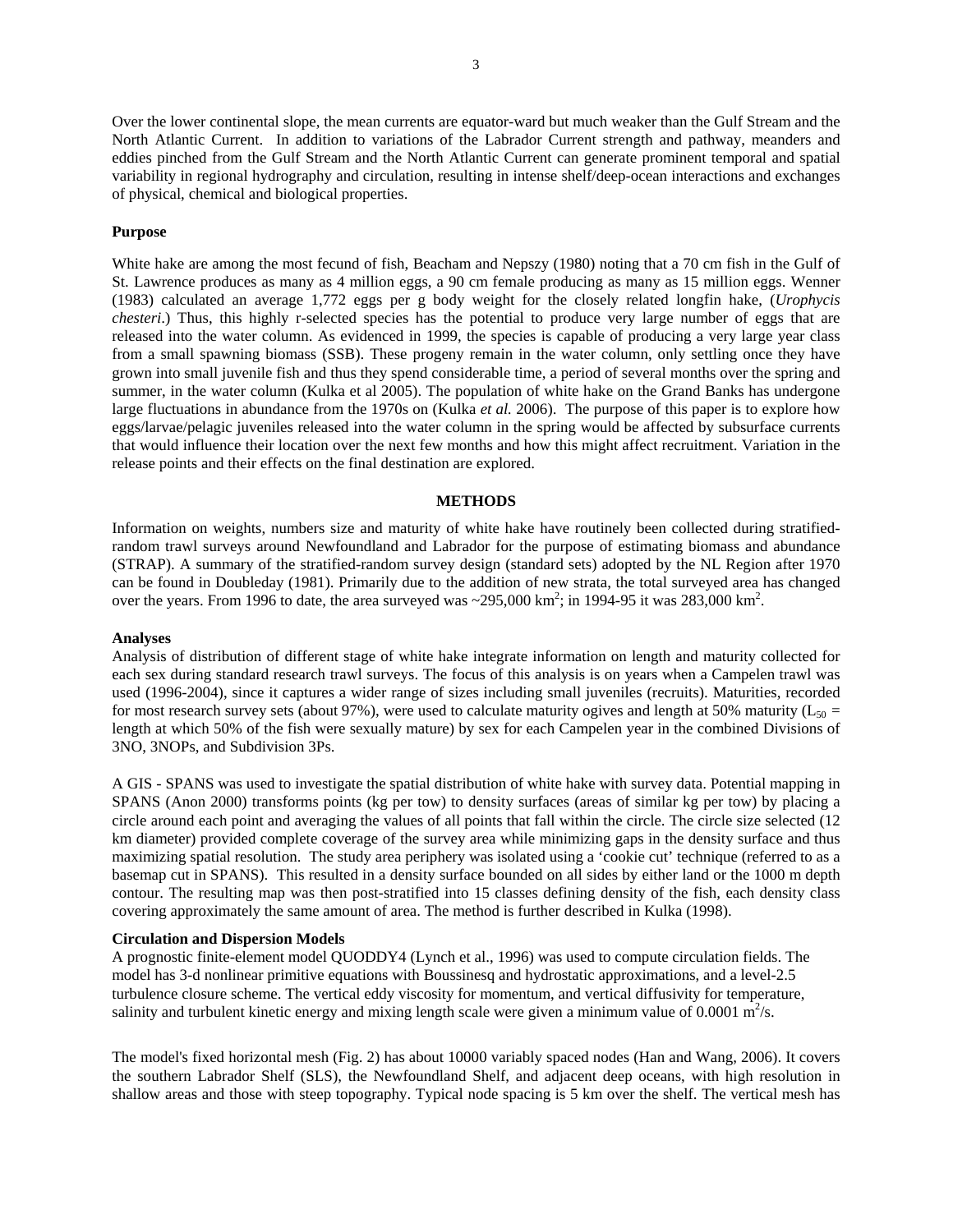Over the lower continental slope, the mean currents are equator-ward but much weaker than the Gulf Stream and the North Atlantic Current. In addition to variations of the Labrador Current strength and pathway, meanders and eddies pinched from the Gulf Stream and the North Atlantic Current can generate prominent temporal and spatial variability in regional hydrography and circulation, resulting in intense shelf/deep-ocean interactions and exchanges of physical, chemical and biological properties.

**Purpose**

White hake are among the most fecund of fish, Beacham and Nepszy (1980) noting that a 70 cm fish in the Gulf of St. Lawrence produces as many as 4 million eggs, a 90 cm female producing as many as 15 million eggs. Wenner (1983) calculated an average 1,772 eggs per g body weight for the closely related longfin hake, (*Urophycis chesteri*.) Thus, this highly r-selected species has the potential to produce very large number of eggs that are released into the water column. As evidenced in 1999, the species is capable of producing a very large year class from a small spawning biomass (SSB). These progeny remain in the water column, only settling once they have grown into small juvenile fish and thus they spend considerable time, a period of several months over the spring and summer, in the water column (Kulka et al 2005). The population of white hake on the Grand Banks has undergone large fluctuations in abundance from the 1970s on (Kulka *et al.* 2006). The purpose of this paper is to explore how eggs/larvae/pelagic juveniles released into the water column in the spring would be affected by subsurface currents that would influence their location over the next few months and how this might affect recruitment. Variation in the release points and their effects on the final destination are explored.

## METHODS

Information on weights, numbers size and maturity of white hake have routinely been collected during stratified-random trawl surveys around Newfoundland and Labrador for the purpose of estimating biomass and abundance (STRAP). A summary of the stratified-random survey design (standard sets) adopted by the NL Region after 1970 can be found in Doubleday (1981). Primarily due to the addition of new strata, the total surveyed area has changed over the years. From 1996 to date, the area surveyed was ~295,000 km$^2$; in 1994-95 it was 283,000 km$^2$.

**Analyses**

Analysis of distribution of different stage of white hake integrate information on length and maturity collected for each sex during standard research trawl surveys. The focus of this analysis is on years when a Campelen trawl was used (1996-2004), since it captures a wider range of sizes including small juveniles (recruits). Maturities, recorded for most research survey sets (about 97%), were used to calculate maturity ogives and length at 50% maturity ($L_{50}$ = length at which 50% of the fish were sexually mature) by sex for each Campelen year in the combined Divisions of 3NO, 3NOPs, and Subdivision 3Ps.

A GIS - SPANS was used to investigate the spatial distribution of white hake with survey data. Potential mapping in SPANS (Anon 2000) transforms points (kg per tow) to density surfaces (areas of similar kg per tow) by placing a circle around each point and averaging the values of all points that fall within the circle. The circle size selected (12 km diameter) provided complete coverage of the survey area while minimizing gaps in the density surface and thus maximizing spatial resolution. The study area periphery was isolated using a 'cookie cut' technique (referred to as a basemap cut in SPANS). This resulted in a density surface bounded on all sides by either land or the 1000 m depth contour. The resulting map was then post-stratified into 15 classes defining density of the fish, each density class covering approximately the same amount of area. The method is further described in Kulka (1998).

**Circulation and Dispersion Models**

A prognostic finite-element model QUODDY4 (Lynch et al., 1996) was used to compute circulation fields. The model has 3-d nonlinear primitive equations with Boussinesq and hydrostatic approximations, and a level-2.5 turbulence closure scheme. The vertical eddy viscosity for momentum, and vertical diffusivity for temperature, salinity and turbulent kinetic energy and mixing length scale were given a minimum value of 0.0001 m$^2$/s.

The model's fixed horizontal mesh (Fig. 2) has about 10000 variably spaced nodes (Han and Wang, 2006). It covers the southern Labrador Shelf (SLS), the Newfoundland Shelf, and adjacent deep oceans, with high resolution in shallow areas and those with steep topography. Typical node spacing is 5 km over the shelf. The vertical mesh has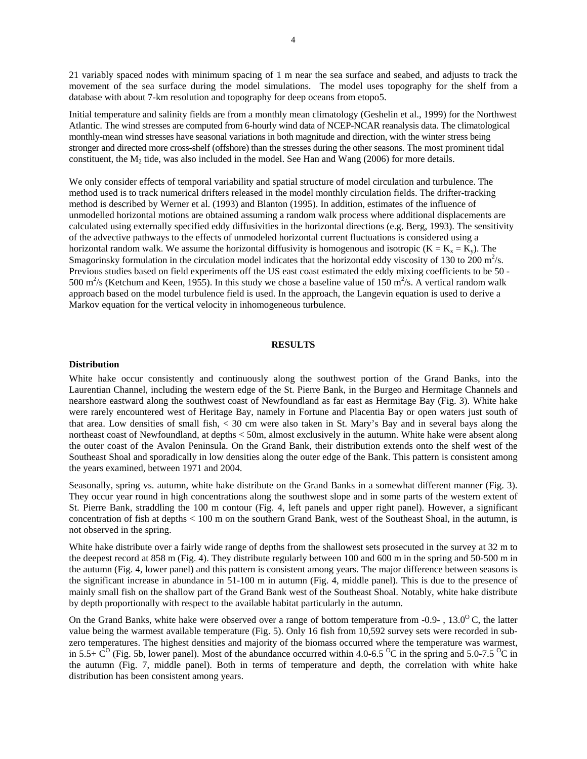21 variably spaced nodes with minimum spacing of 1 m near the sea surface and seabed, and adjusts to track the movement of the sea surface during the model simulations. The model uses topography for the shelf from a database with about 7-km resolution and topography for deep oceans from etopo5.

Initial temperature and salinity fields are from a monthly mean climatology (Geshelin et al., 1999) for the Northwest Atlantic. The wind stresses are computed from 6-hourly wind data of NCEP-NCAR reanalysis data. The climatological monthly-mean wind stresses have seasonal variations in both magnitude and direction, with the winter stress being stronger and directed more cross-shelf (offshore) than the stresses during the other seasons. The most prominent tidal constituent, the $M_2$ tide, was also included in the model. See Han and Wang (2006) for more details.

We only consider effects of temporal variability and spatial structure of model circulation and turbulence. The method used is to track numerical drifters released in the model monthly circulation fields. The drifter-tracking method is described by Werner et al. (1993) and Blanton (1995). In addition, estimates of the influence of unmodelled horizontal motions are obtained assuming a random walk process where additional displacements are calculated using externally specified eddy diffusivities in the horizontal directions (e.g. Berg, 1993). The sensitivity of the advective pathways to the effects of unmodeled horizontal current fluctuations is considered using a horizontal random walk. We assume the horizontal diffusivity is homogenous and isotropic ($K = K_x = K_y$). The Smagorinsky formulation in the circulation model indicates that the horizontal eddy viscosity of 130 to 200 $m^2/s$. Previous studies based on field experiments off the US east coast estimated the eddy mixing coefficients to be 50 - 500 $m^2/s$ (Ketchum and Keen, 1955). In this study we chose a baseline value of 150 $m^2/s$. A vertical random walk approach based on the model turbulence field is used. In the approach, the Langevin equation is used to derive a Markov equation for the vertical velocity in inhomogeneous turbulence.

## RESULTS

### Distribution

White hake occur consistently and continuously along the southwest portion of the Grand Banks, into the Laurentian Channel, including the western edge of the St. Pierre Bank, in the Burgeo and Hermitage Channels and nearshore eastward along the southwest coast of Newfoundland as far east as Hermitage Bay (Fig. 3). White hake were rarely encountered west of Heritage Bay, namely in Fortune and Placentia Bay or open waters just south of that area. Low densities of small fish, < 30 cm were also taken in St. Mary's Bay and in several bays along the northeast coast of Newfoundland, at depths < 50m, almost exclusively in the autumn. White hake were absent along the outer coast of the Avalon Peninsula. On the Grand Bank, their distribution extends onto the shelf west of the Southeast Shoal and sporadically in low densities along the outer edge of the Bank. This pattern is consistent among the years examined, between 1971 and 2004.

Seasonally, spring vs. autumn, white hake distribute on the Grand Banks in a somewhat different manner (Fig. 3). They occur year round in high concentrations along the southwest slope and in some parts of the western extent of St. Pierre Bank, straddling the 100 m contour (Fig. 4, left panels and upper right panel). However, a significant concentration of fish at depths < 100 m on the southern Grand Bank, west of the Southeast Shoal, in the autumn, is not observed in the spring.

White hake distribute over a fairly wide range of depths from the shallowest sets prosecuted in the survey at 32 m to the deepest record at 858 m (Fig. 4). They distribute regularly between 100 and 600 m in the spring and 50-500 m in the autumn (Fig. 4, lower panel) and this pattern is consistent among years. The major difference between seasons is the significant increase in abundance in 51-100 m in autumn (Fig. 4, middle panel). This is due to the presence of mainly small fish on the shallow part of the Grand Bank west of the Southeast Shoal. Notably, white hake distribute by depth proportionally with respect to the available habitat particularly in the autumn.

On the Grand Banks, white hake were observed over a range of bottom temperature from -0.9- , 13.0$^{O}$ C, the latter value being the warmest available temperature (Fig. 5). Only 16 fish from 10,592 survey sets were recorded in sub-zero temperatures. The highest densities and majority of the biomass occurred where the temperature was warmest, in 5.5+ C$^{O}$ (Fig. 5b, lower panel). Most of the abundance occurred within 4.0-6.5 $^{O}$C in the spring and 5.0-7.5 $^{O}$C in the autumn (Fig. 7, middle panel). Both in terms of temperature and depth, the correlation with white hake distribution has been consistent among years.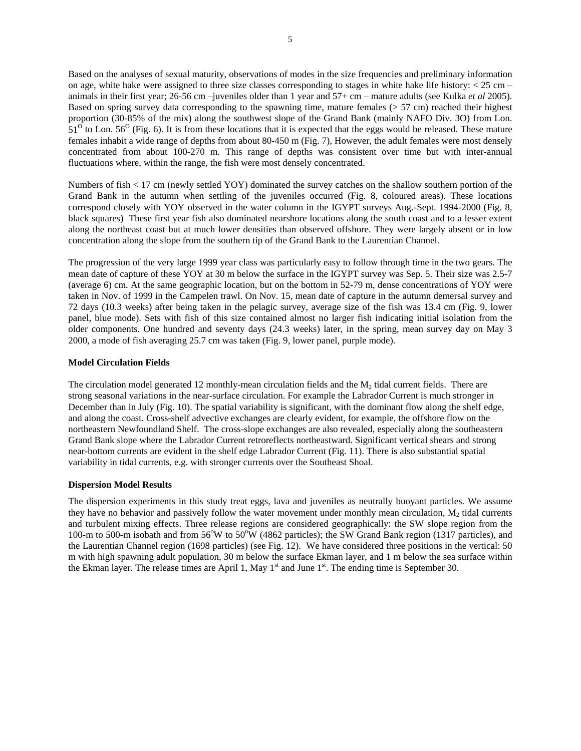Based on the analyses of sexual maturity, observations of modes in the size frequencies and preliminary information on age, white hake were assigned to three size classes corresponding to stages in white hake life history: < 25 cm – animals in their first year; 26-56 cm –juveniles older than 1 year and 57+ cm – mature adults (see Kulka *et al* 2005). Based on spring survey data corresponding to the spawning time, mature females (> 57 cm) reached their highest proportion (30-85% of the mix) along the southwest slope of the Grand Bank (mainly NAFO Div. 3O) from Lon. $51^{O}$ to Lon. $56^{O}$ (Fig. 6). It is from these locations that it is expected that the eggs would be released. These mature females inhabit a wide range of depths from about 80-450 m (Fig. 7), However, the adult females were most densely concentrated from about 100-270 m. This range of depths was consistent over time but with inter-annual fluctuations where, within the range, the fish were most densely concentrated.

Numbers of fish < 17 cm (newly settled YOY) dominated the survey catches on the shallow southern portion of the Grand Bank in the autumn when settling of the juveniles occurred (Fig. 8, coloured areas). These locations correspond closely with YOY observed in the water column in the IGYPT surveys Aug.-Sept. 1994-2000 (Fig. 8, black squares) These first year fish also dominated nearshore locations along the south coast and to a lesser extent along the northeast coast but at much lower densities than observed offshore. They were largely absent or in low concentration along the slope from the southern tip of the Grand Bank to the Laurentian Channel.

The progression of the very large 1999 year class was particularly easy to follow through time in the two gears. The mean date of capture of these YOY at 30 m below the surface in the IGYPT survey was Sep. 5. Their size was 2.5-7 (average 6) cm. At the same geographic location, but on the bottom in 52-79 m, dense concentrations of YOY were taken in Nov. of 1999 in the Campelen trawl. On Nov. 15, mean date of capture in the autumn demersal survey and 72 days (10.3 weeks) after being taken in the pelagic survey, average size of the fish was 13.4 cm (Fig. 9, lower panel, blue mode). Sets with fish of this size contained almost no larger fish indicating initial isolation from the older components. One hundred and seventy days (24.3 weeks) later, in the spring, mean survey day on May 3 2000, a mode of fish averaging 25.7 cm was taken (Fig. 9, lower panel, purple mode).

**Model Circulation Fields**

The circulation model generated 12 monthly-mean circulation fields and the $M_2$ tidal current fields. There are strong seasonal variations in the near-surface circulation. For example the Labrador Current is much stronger in December than in July (Fig. 10). The spatial variability is significant, with the dominant flow along the shelf edge, and along the coast. Cross-shelf advective exchanges are clearly evident, for example, the offshore flow on the northeastern Newfoundland Shelf. The cross-slope exchanges are also revealed, especially along the southeastern Grand Bank slope where the Labrador Current retroreflects northeastward. Significant vertical shears and strong near-bottom currents are evident in the shelf edge Labrador Current (Fig. 11). There is also substantial spatial variability in tidal currents, e.g. with stronger currents over the Southeast Shoal.

**Dispersion Model Results**

The dispersion experiments in this study treat eggs, lava and juveniles as neutrally buoyant particles. We assume they have no behavior and passively follow the water movement under monthly mean circulation, $M_2$ tidal currents and turbulent mixing effects. Three release regions are considered geographically: the SW slope region from the 100-m to 500-m isobath and from $56^{o}$W to $50^{o}$W (4862 particles); the SW Grand Bank region (1317 particles), and the Laurentian Channel region (1698 particles) (see Fig. 12). We have considered three positions in the vertical: 50 m with high spawning adult population, 30 m below the surface Ekman layer, and 1 m below the sea surface within the Ekman layer. The release times are April 1, May 1st and June 1st. The ending time is September 30.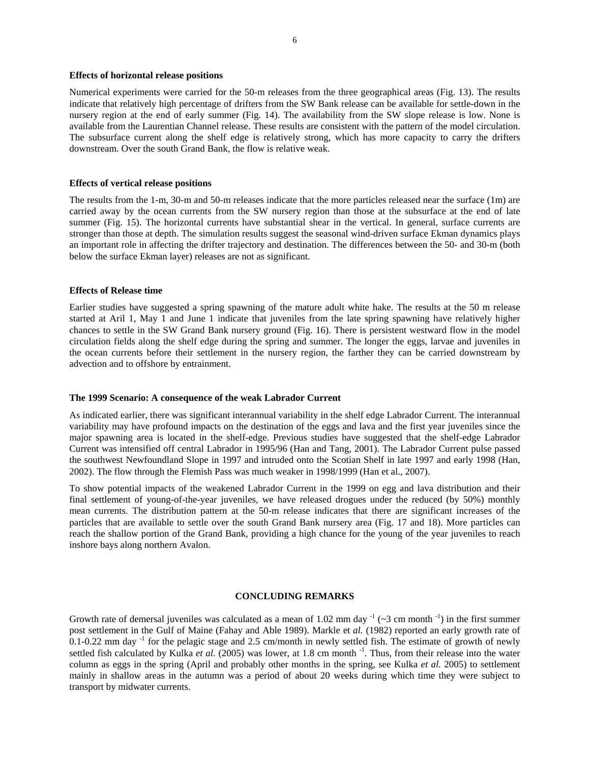### Effects of horizontal release positions

Numerical experiments were carried for the 50-m releases from the three geographical areas (Fig. 13). The results indicate that relatively high percentage of drifters from the SW Bank release can be available for settle-down in the nursery region at the end of early summer (Fig. 14). The availability from the SW slope release is low. None is available from the Laurentian Channel release. These results are consistent with the pattern of the model circulation. The subsurface current along the shelf edge is relatively strong, which has more capacity to carry the drifters downstream. Over the south Grand Bank, the flow is relative weak.

### Effects of vertical release positions

The results from the 1-m, 30-m and 50-m releases indicate that the more particles released near the surface (1m) are carried away by the ocean currents from the SW nursery region than those at the subsurface at the end of late summer (Fig. 15). The horizontal currents have substantial shear in the vertical. In general, surface currents are stronger than those at depth. The simulation results suggest the seasonal wind-driven surface Ekman dynamics plays an important role in affecting the drifter trajectory and destination. The differences between the 50- and 30-m (both below the surface Ekman layer) releases are not as significant.

### Effects of Release time

Earlier studies have suggested a spring spawning of the mature adult white hake. The results at the 50 m release started at Aril 1, May 1 and June 1 indicate that juveniles from the late spring spawning have relatively higher chances to settle in the SW Grand Bank nursery ground (Fig. 16). There is persistent westward flow in the model circulation fields along the shelf edge during the spring and summer. The longer the eggs, larvae and juveniles in the ocean currents before their settlement in the nursery region, the farther they can be carried downstream by advection and to offshore by entrainment.

### The 1999 Scenario: A consequence of the weak Labrador Current

As indicated earlier, there was significant interannual variability in the shelf edge Labrador Current. The interannual variability may have profound impacts on the destination of the eggs and lava and the first year juveniles since the major spawning area is located in the shelf-edge. Previous studies have suggested that the shelf-edge Labrador Current was intensified off central Labrador in 1995/96 (Han and Tang, 2001). The Labrador Current pulse passed the southwest Newfoundland Slope in 1997 and intruded onto the Scotian Shelf in late 1997 and early 1998 (Han, 2002). The flow through the Flemish Pass was much weaker in 1998/1999 (Han et al., 2007).

To show potential impacts of the weakened Labrador Current in the 1999 on egg and lava distribution and their final settlement of young-of-the-year juveniles, we have released drogues under the reduced (by 50%) monthly mean currents. The distribution pattern at the 50-m release indicates that there are significant increases of the particles that are available to settle over the south Grand Bank nursery area (Fig. 17 and 18). More particles can reach the shallow portion of the Grand Bank, providing a high chance for the young of the year juveniles to reach inshore bays along northern Avalon.

## CONCLUDING REMARKS

Growth rate of demersal juveniles was calculated as a mean of 1.02 mm day$^{-1}$ (~3 cm month$^{-1}$) in the first summer post settlement in the Gulf of Maine (Fahay and Able 1989). Markle et *al.* (1982) reported an early growth rate of 0.1-0.22 mm day$^{-1}$ for the pelagic stage and 2.5 cm/month in newly settled fish. The estimate of growth of newly settled fish calculated by Kulka *et al.* (2005) was lower, at 1.8 cm month$^{-1}$. Thus, from their release into the water column as eggs in the spring (April and probably other months in the spring, see Kulka *et al.* 2005) to settlement mainly in shallow areas in the autumn was a period of about 20 weeks during which time they were subject to transport by midwater currents.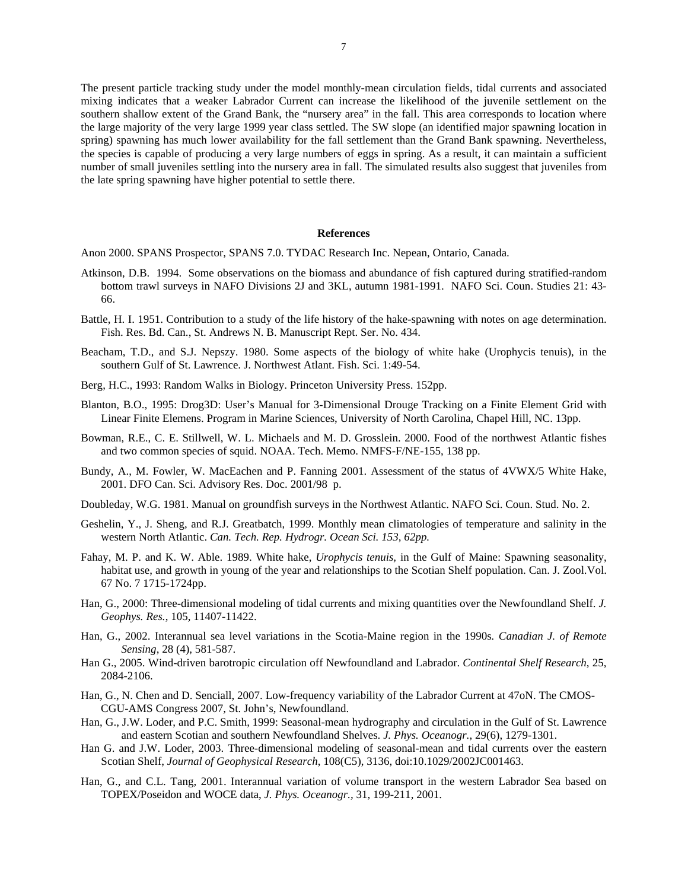The present particle tracking study under the model monthly-mean circulation fields, tidal currents and associated mixing indicates that a weaker Labrador Current can increase the likelihood of the juvenile settlement on the southern shallow extent of the Grand Bank, the "nursery area" in the fall. This area corresponds to location where the large majority of the very large 1999 year class settled. The SW slope (an identified major spawning location in spring) spawning has much lower availability for the fall settlement than the Grand Bank spawning. Nevertheless, the species is capable of producing a very large numbers of eggs in spring. As a result, it can maintain a sufficient number of small juveniles settling into the nursery area in fall. The simulated results also suggest that juveniles from the late spring spawning have higher potential to settle there.

## References

Anon 2000. SPANS Prospector, SPANS 7.0. TYDAC Research Inc. Nepean, Ontario, Canada.

Atkinson, D.B. 1994. Some observations on the biomass and abundance of fish captured during stratified-random bottom trawl surveys in NAFO Divisions 2J and 3KL, autumn 1981-1991. NAFO Sci. Coun. Studies 21: 43-66.

Battle, H. I. 1951. Contribution to a study of the life history of the hake-spawning with notes on age determination. Fish. Res. Bd. Can., St. Andrews N. B. Manuscript Rept. Ser. No. 434.

Beacham, T.D., and S.J. Nepszy. 1980. Some aspects of the biology of white hake (Urophycis tenuis), in the southern Gulf of St. Lawrence. J. Northwest Atlant. Fish. Sci. 1:49-54.

Berg, H.C., 1993: Random Walks in Biology. Princeton University Press. 152pp.

Blanton, B.O., 1995: Drog3D: User's Manual for 3-Dimensional Drouge Tracking on a Finite Element Grid with Linear Finite Elemens. Program in Marine Sciences, University of North Carolina, Chapel Hill, NC. 13pp.

Bowman, R.E., C. E. Stillwell, W. L. Michaels and M. D. Grosslein. 2000. Food of the northwest Atlantic fishes and two common species of squid. NOAA. Tech. Memo. NMFS-F/NE-155, 138 pp.

Bundy, A., M. Fowler, W. MacEachen and P. Fanning 2001. Assessment of the status of 4VWX/5 White Hake, 2001. DFO Can. Sci. Advisory Res. Doc. 2001/98 p.

Doubleday, W.G. 1981. Manual on groundfish surveys in the Northwest Atlantic. NAFO Sci. Coun. Stud. No. 2.

Geshelin, Y., J. Sheng, and R.J. Greatbatch, 1999. Monthly mean climatologies of temperature and salinity in the western North Atlantic. *Can. Tech. Rep. Hydrogr. Ocean Sci. 153, 62pp.*

Fahay, M. P. and K. W. Able. 1989. White hake, *Urophycis tenuis*, in the Gulf of Maine: Spawning seasonality, habitat use, and growth in young of the year and relationships to the Scotian Shelf population. Can. J. Zool.Vol. 67 No. 7 1715-1724pp.

Han, G., 2000: Three-dimensional modeling of tidal currents and mixing quantities over the Newfoundland Shelf. *J. Geophys. Res.*, 105, 11407-11422.

Han, G., 2002. Interannual sea level variations in the Scotia-Maine region in the 1990s. *Canadian J. of Remote Sensing*, 28 (4), 581-587.

Han G., 2005. Wind-driven barotropic circulation off Newfoundland and Labrador. *Continental Shelf Research*, 25, 2084-2106.

Han, G., N. Chen and D. Senciall, 2007. Low-frequency variability of the Labrador Current at 47oN. The CMOS-CGU-AMS Congress 2007, St. John's, Newfoundland.

Han, G., J.W. Loder, and P.C. Smith, 1999: Seasonal-mean hydrography and circulation in the Gulf of St. Lawrence and eastern Scotian and southern Newfoundland Shelves. *J. Phys. Oceanogr.*, 29(6), 1279-1301.

Han G. and J.W. Loder, 2003. Three-dimensional modeling of seasonal-mean and tidal currents over the eastern Scotian Shelf, *Journal of Geophysical Research*, 108(C5), 3136, doi:10.1029/2002JC001463.

Han, G., and C.L. Tang, 2001. Interannual variation of volume transport in the western Labrador Sea based on TOPEX/Poseidon and WOCE data, *J. Phys. Oceanogr.,* 31, 199-211, 2001.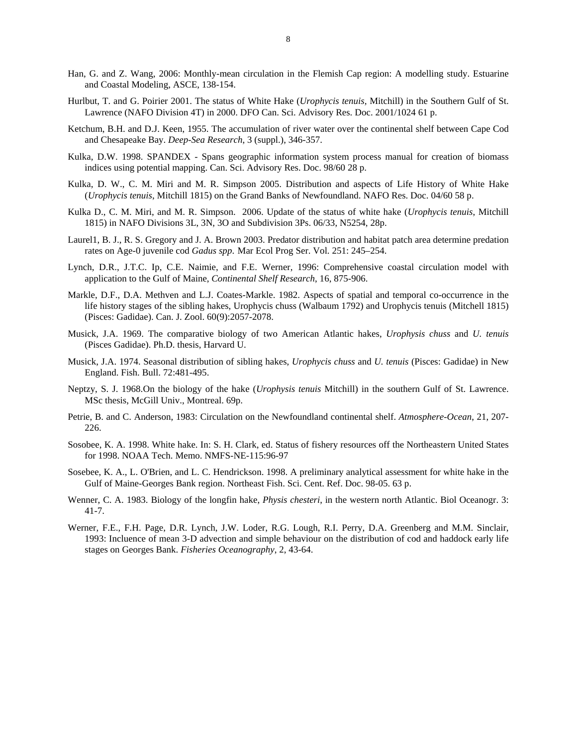Han, G. and Z. Wang, 2006: Monthly-mean circulation in the Flemish Cap region: A modelling study. Estuarine and Coastal Modeling, ASCE, 138-154.

Hurlbut, T. and G. Poirier 2001. The status of White Hake (*Urophycis tenuis,* Mitchill) in the Southern Gulf of St. Lawrence (NAFO Division 4T) in 2000. DFO Can. Sci. Advisory Res. Doc. 2001/1024 61 p.

Ketchum, B.H. and D.J. Keen, 1955. The accumulation of river water over the continental shelf between Cape Cod and Chesapeake Bay. *Deep-Sea Research*, 3 (suppl.), 346-357.

Kulka, D.W. 1998. SPANDEX - Spans geographic information system process manual for creation of biomass indices using potential mapping. Can. Sci. Advisory Res. Doc. 98/60 28 p.

Kulka, D. W., C. M. Miri and M. R. Simpson 2005. Distribution and aspects of Life History of White Hake (*Urophycis tenuis*, Mitchill 1815) on the Grand Banks of Newfoundland. NAFO Res. Doc. 04/60 58 p.

Kulka D., C. M. Miri, and M. R. Simpson. 2006. Update of the status of white hake (*Urophycis tenuis*, Mitchill 1815) in NAFO Divisions 3L, 3N, 3O and Subdivision 3Ps. 06/33, N5254, 28p.

Laurel1, B. J., R. S. Gregory and J. A. Brown 2003. Predator distribution and habitat patch area determine predation rates on Age-0 juvenile cod *Gadus spp.* Mar Ecol Prog Ser. Vol. 251: 245–254.

Lynch, D.R., J.T.C. Ip, C.E. Naimie, and F.E. Werner, 1996: Comprehensive coastal circulation model with application to the Gulf of Maine, *Continental Shelf Research*, 16, 875-906.

Markle, D.F., D.A. Methven and L.J. Coates-Markle. 1982. Aspects of spatial and temporal co-occurrence in the life history stages of the sibling hakes, Urophycis chuss (Walbaum 1792) and Urophycis tenuis (Mitchell 1815) (Pisces: Gadidae). Can. J. Zool. 60(9):2057-2078.

Musick, J.A. 1969. The comparative biology of two American Atlantic hakes, *Urophysis chuss* and *U. tenuis* (Pisces Gadidae). Ph.D. thesis, Harvard U.

Musick, J.A. 1974. Seasonal distribution of sibling hakes, *Urophycis chuss* and *U. tenuis* (Pisces: Gadidae) in New England. Fish. Bull. 72:481-495.

Neptzy, S. J. 1968.On the biology of the hake (*Urophysis tenuis* Mitchill) in the southern Gulf of St. Lawrence. MSc thesis, McGill Univ., Montreal. 69p.

Petrie, B. and C. Anderson, 1983: Circulation on the Newfoundland continental shelf. *Atmosphere-Ocean*, 21, 207-226.

Sosobee, K. A. 1998. White hake. In: S. H. Clark, ed. Status of fishery resources off the Northeastern United States for 1998. NOAA Tech. Memo. NMFS-NE-115:96-97

Sosebee, K. A., L. O'Brien, and L. C. Hendrickson. 1998. A preliminary analytical assessment for white hake in the Gulf of Maine-Georges Bank region. Northeast Fish. Sci. Cent. Ref. Doc. 98-05. 63 p.

Wenner, C. A. 1983. Biology of the longfin hake, *Physis chesteri*, in the western north Atlantic. Biol Oceanogr. 3: 41-7.

Werner, F.E., F.H. Page, D.R. Lynch, J.W. Loder, R.G. Lough, R.I. Perry, D.A. Greenberg and M.M. Sinclair, 1993: Incluence of mean 3-D advection and simple behaviour on the distribution of cod and haddock early life stages on Georges Bank. *Fisheries Oceanography*, 2, 43-64.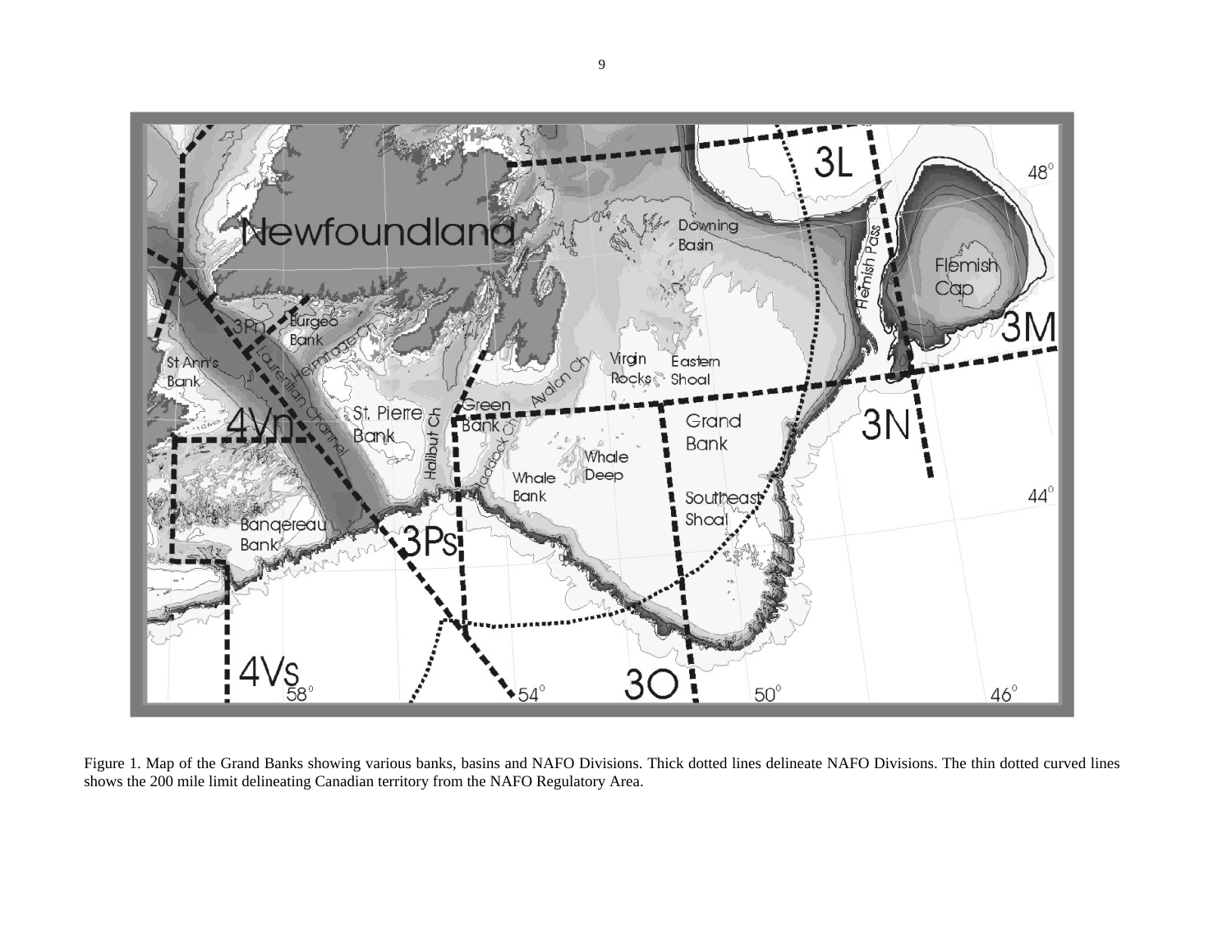Figure 1. Map of the Grand Banks showing various banks, basins and NAFO Divisions. Thick dotted lines delineate NAFO Divisions. The thin dotted curved lines shows the 200 mile limit delineating Canadian territory from the NAFO Regulatory Area.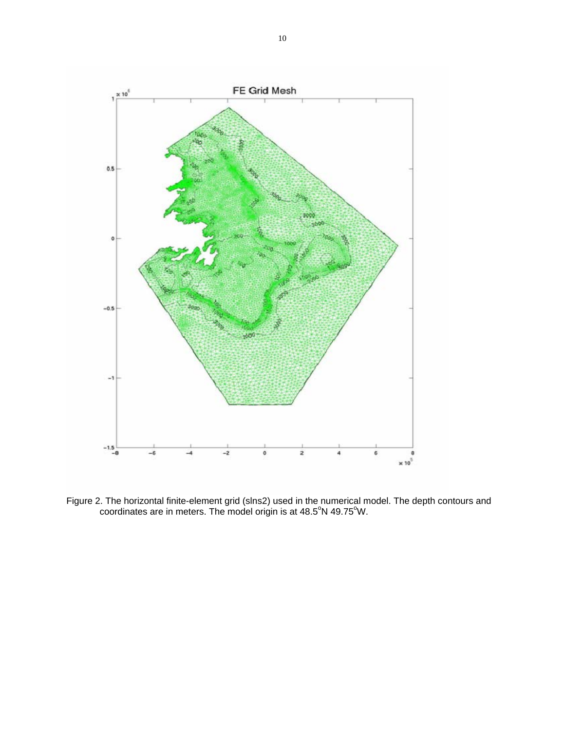Figure 2. The horizontal finite-element grid (slns2) used in the numerical model. The depth contours and coordinates are in meters. The model origin is at 48.5°N 49.75°W.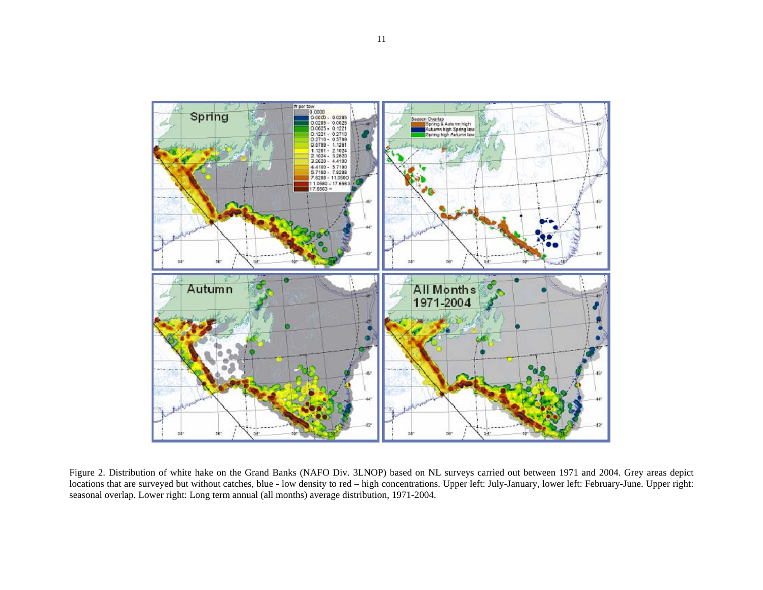Figure 2. Distribution of white hake on the Grand Banks (NAFO Div. 3LNOP) based on NL surveys carried out between 1971 and 2004. Grey areas depict locations that are surveyed but without catches, blue - low density to red – high concentrations. Upper left: July-January, lower left: February-June. Upper right: seasonal overlap. Lower right: Long term annual (all months) average distribution, 1971-2004.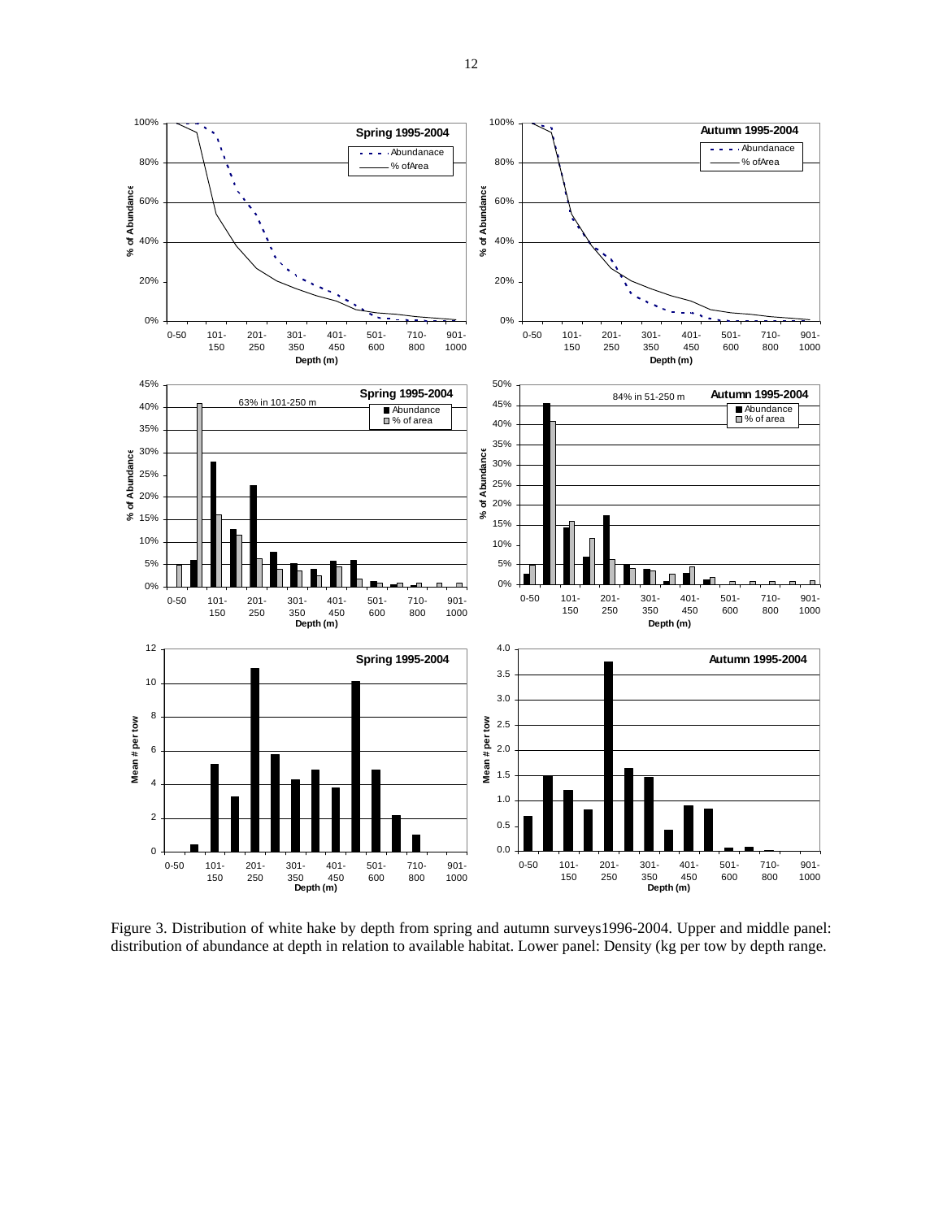Figure 3. Distribution of white hake by depth from spring and autumn surveys1996-2004. Upper and middle panel: distribution of abundance at depth in relation to available habitat. Lower panel: Density (kg per tow by depth range.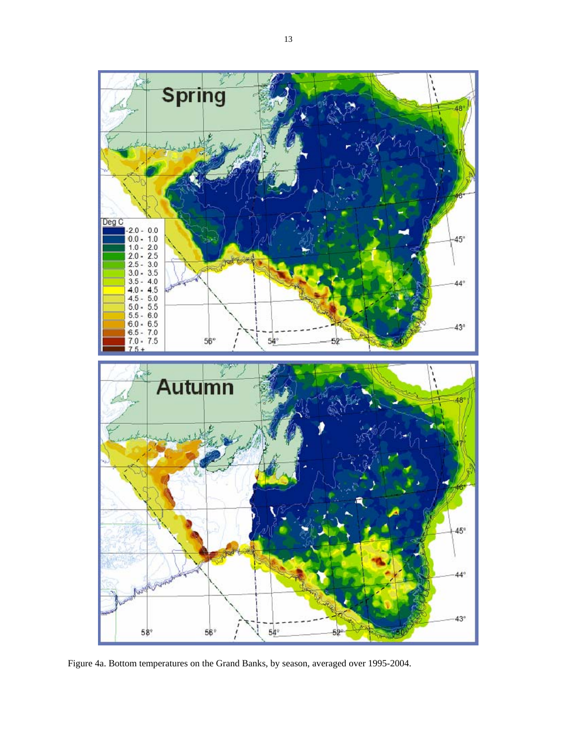Figure 4a. Bottom temperatures on the Grand Banks, by season, averaged over 1995-2004.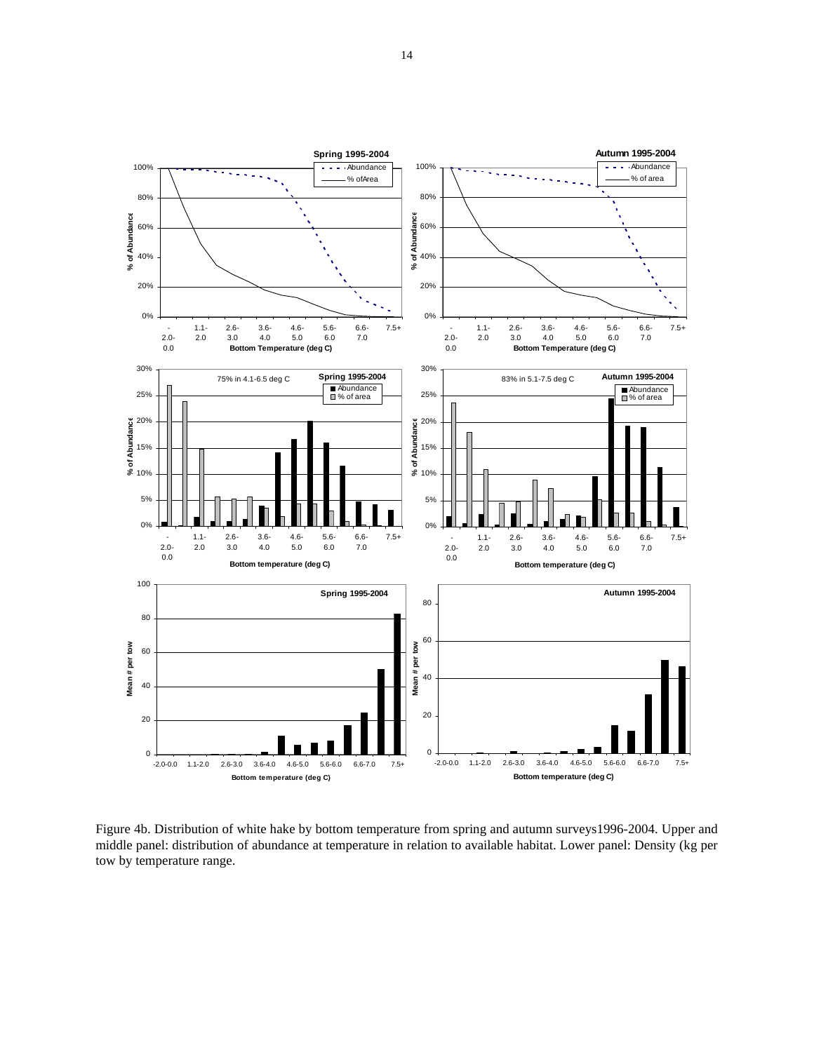Figure 4b. Distribution of white hake by bottom temperature from spring and autumn surveys1996-2004. Upper and middle panel: distribution of abundance at temperature in relation to available habitat. Lower panel: Density (kg per tow by temperature range.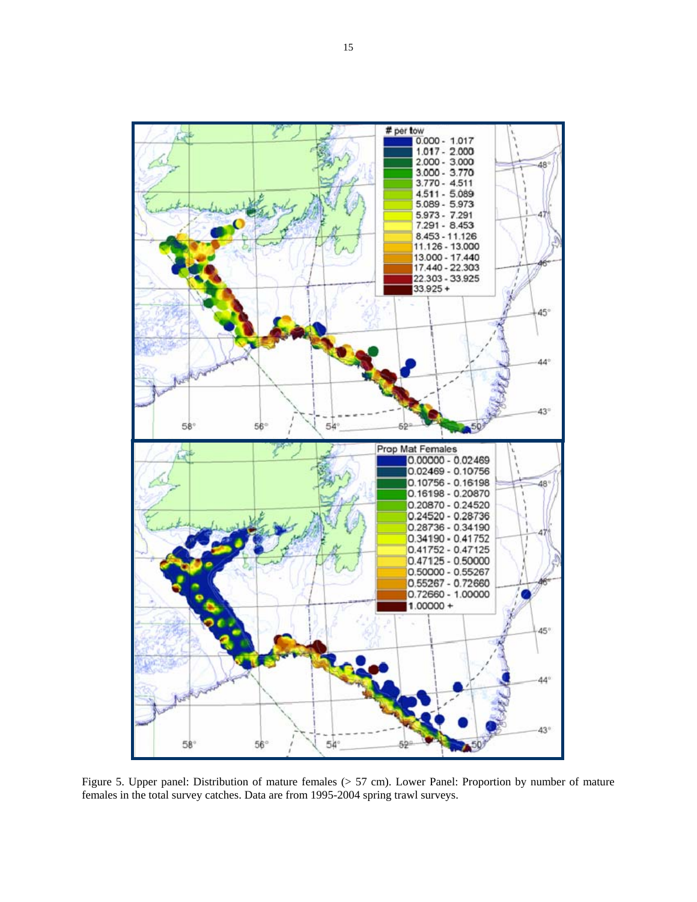Figure 5. Upper panel: Distribution of mature females (> 57 cm). Lower Panel: Proportion by number of mature females in the total survey catches. Data are from 1995-2004 spring trawl surveys.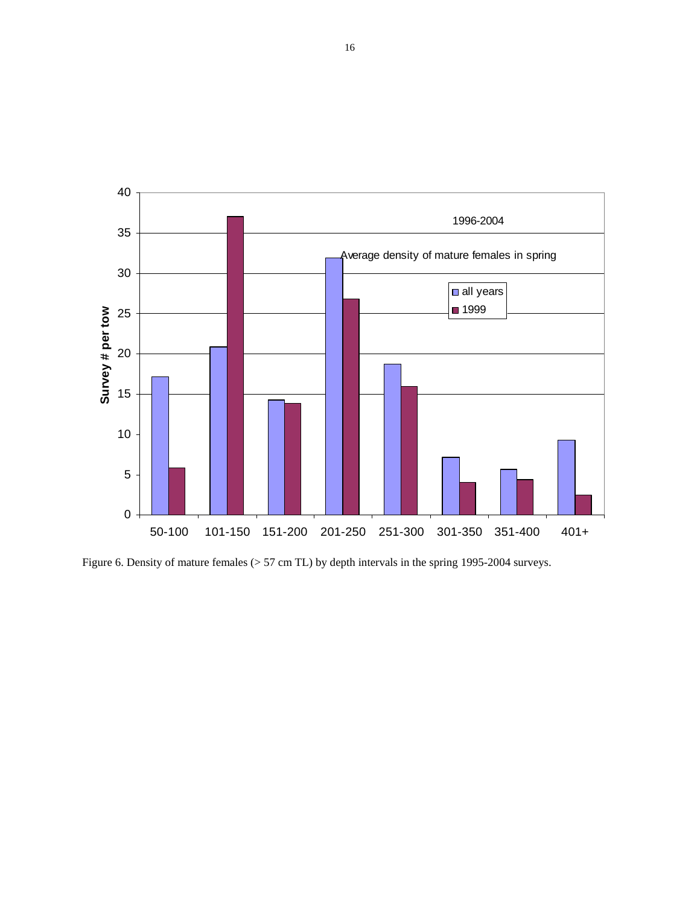Figure 6. Density of mature females (> 57 cm TL) by depth intervals in the spring 1995-2004 surveys.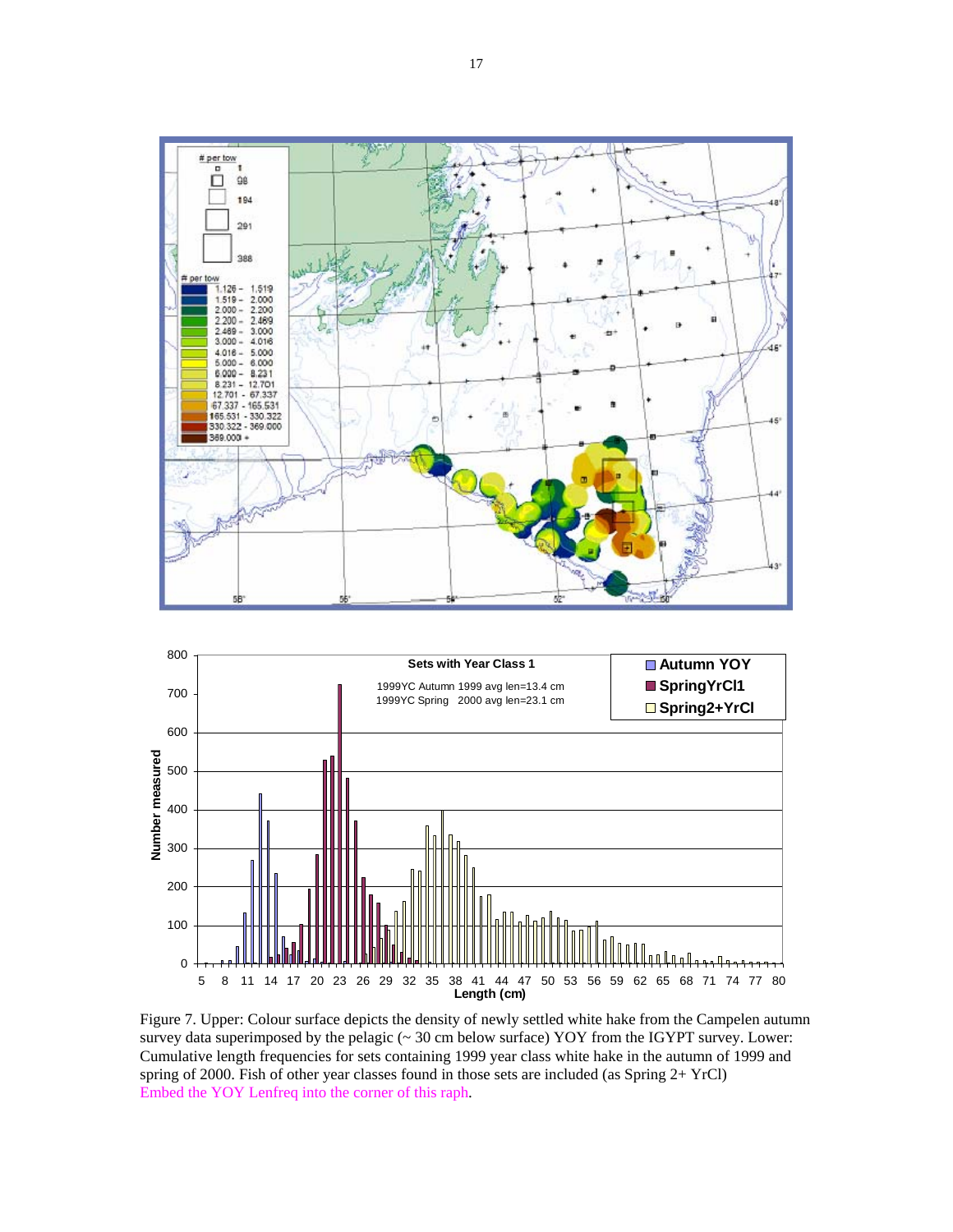Figure 7. Upper: Colour surface depicts the density of newly settled white hake from the Campelen autumn survey data superimposed by the pelagic (~ 30 cm below surface) YOY from the IGYPT survey. Lower: Cumulative length frequencies for sets containing 1999 year class white hake in the autumn of 1999 and spring of 2000. Fish of other year classes found in those sets are included (as Spring 2+ YrCl)

Embed the YOY Lenfreq into the corner of this raph.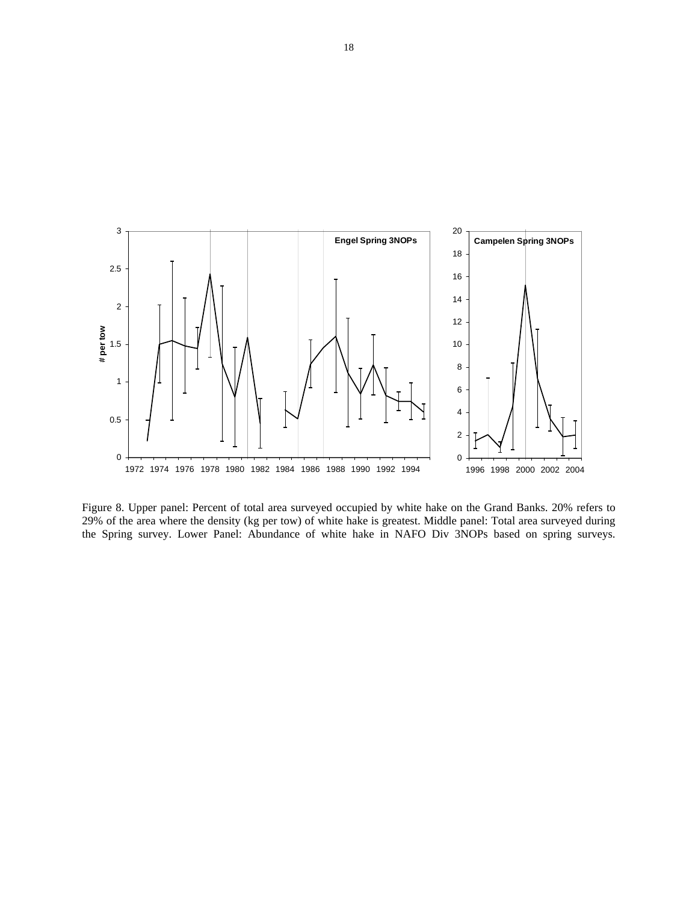Figure 8. Upper panel: Percent of total area surveyed occupied by white hake on the Grand Banks. 20% refers to 29% of the area where the density (kg per tow) of white hake is greatest. Middle panel: Total area surveyed during the Spring survey. Lower Panel: Abundance of white hake in NAFO Div 3NOPs based on spring surveys.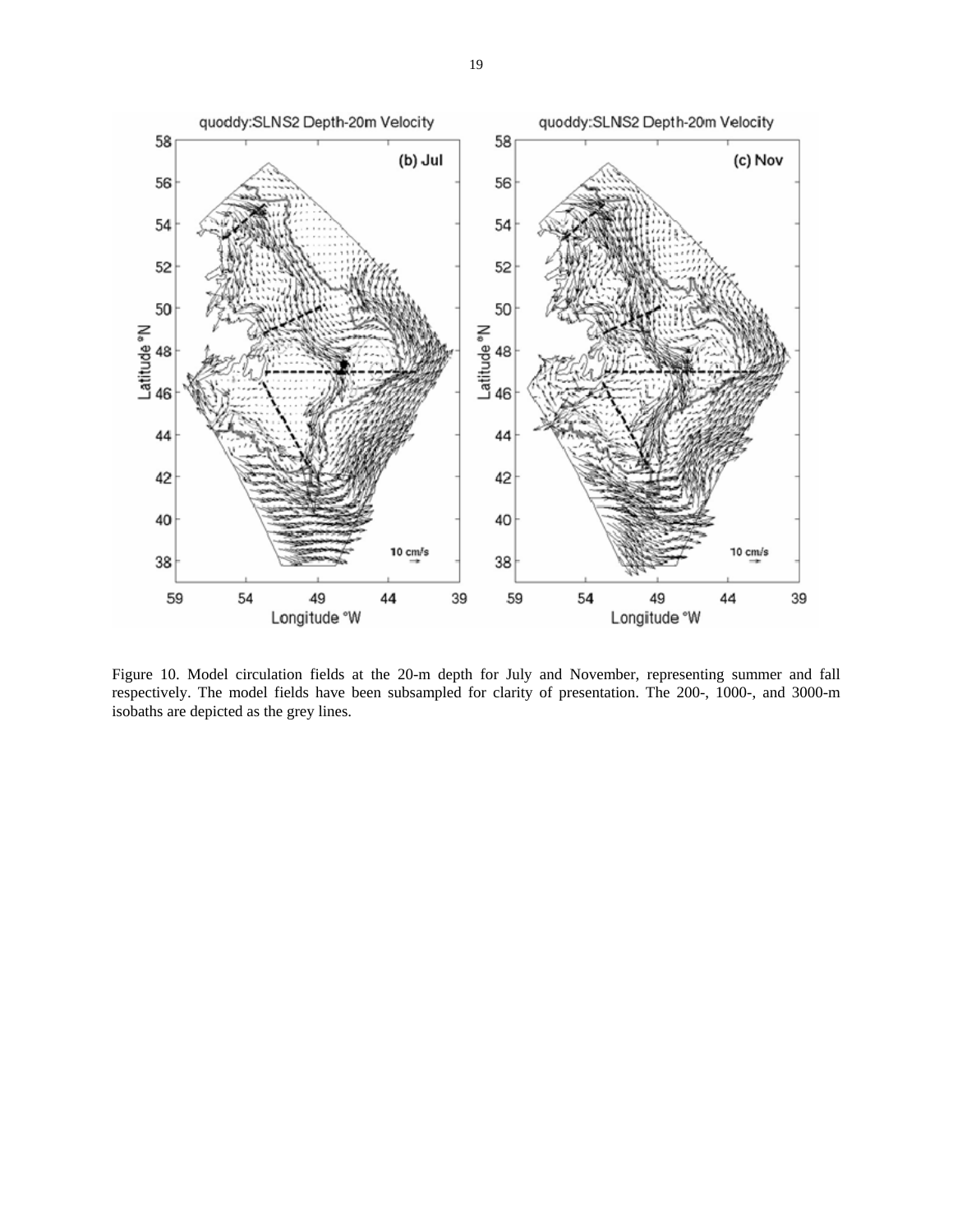Figure 10. Model circulation fields at the 20-m depth for July and November, representing summer and fall respectively. The model fields have been subsampled for clarity of presentation. The 200-, 1000-, and 3000-m isobaths are depicted as the grey lines.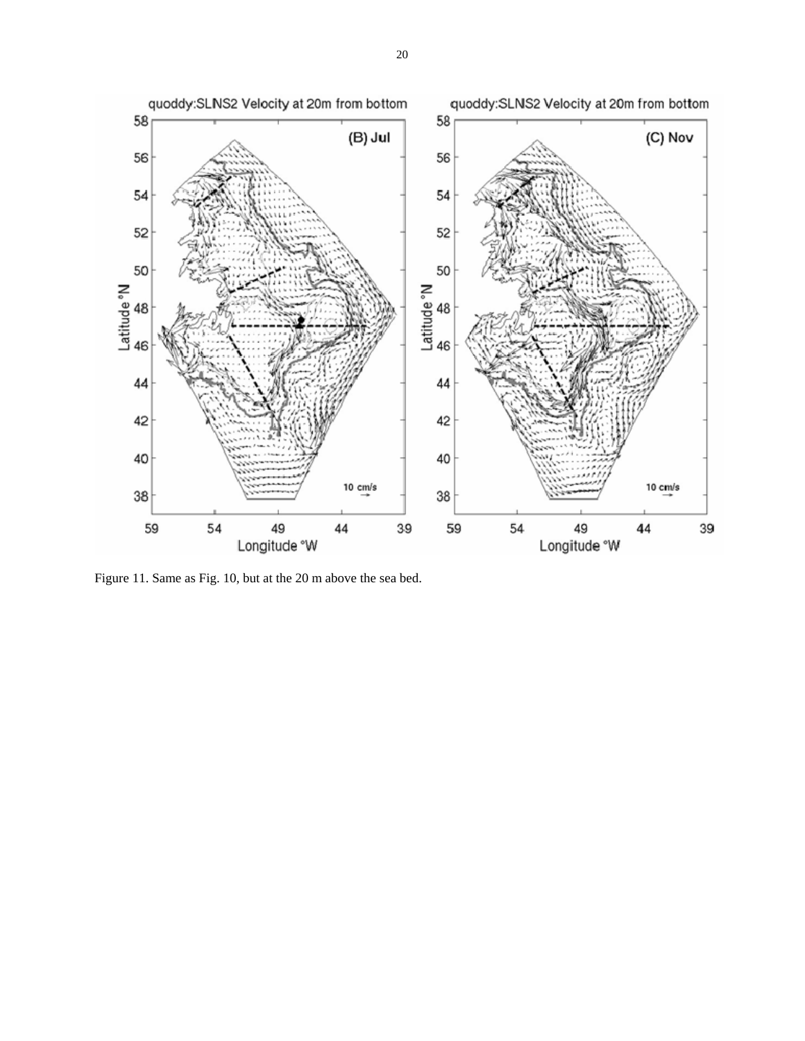Figure 11. Same as Fig. 10, but at the 20 m above the sea bed.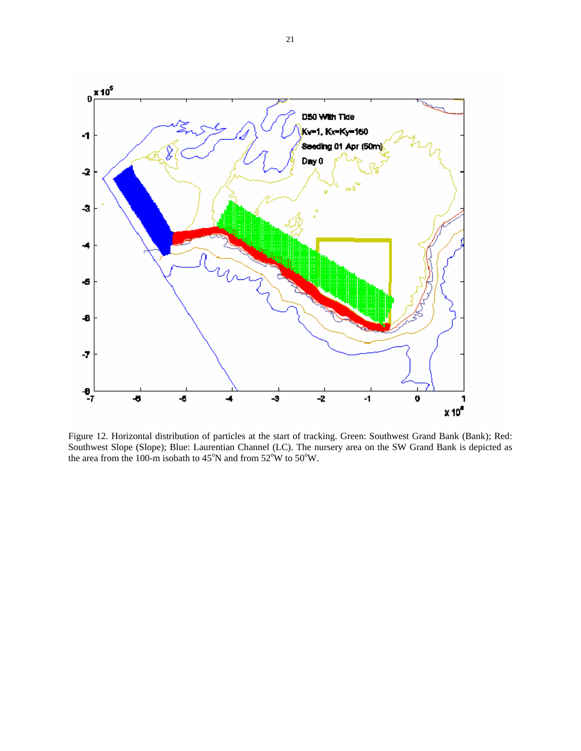Figure 12. Horizontal distribution of particles at the start of tracking. Green: Southwest Grand Bank (Bank); Red: Southwest Slope (Slope); Blue: Laurentian Channel (LC). The nursery area on the SW Grand Bank is depicted as the area from the 100-m isobath to 45°N and from 52°W to 50°W.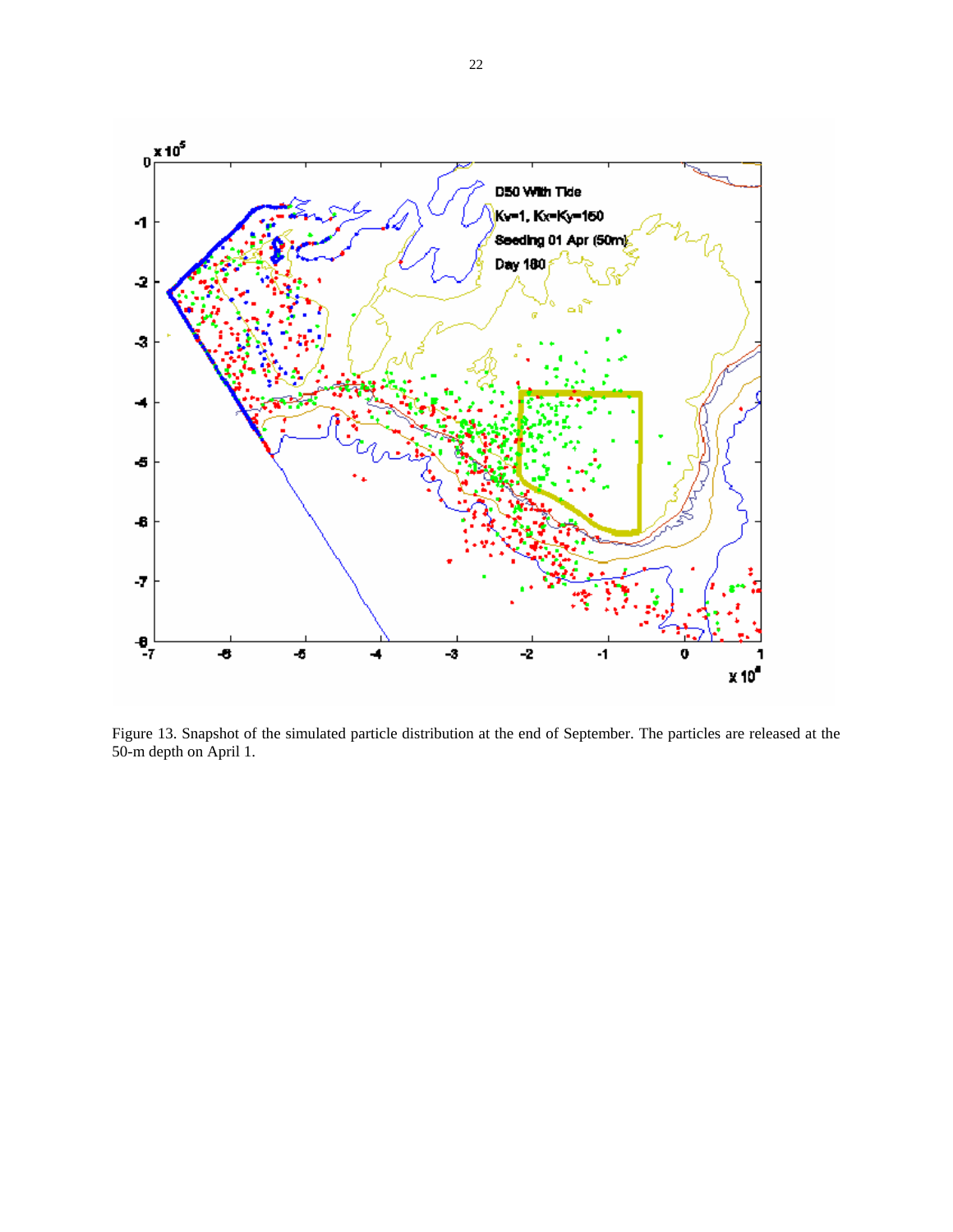Figure 13. Snapshot of the simulated particle distribution at the end of September. The particles are released at the 50-m depth on April 1.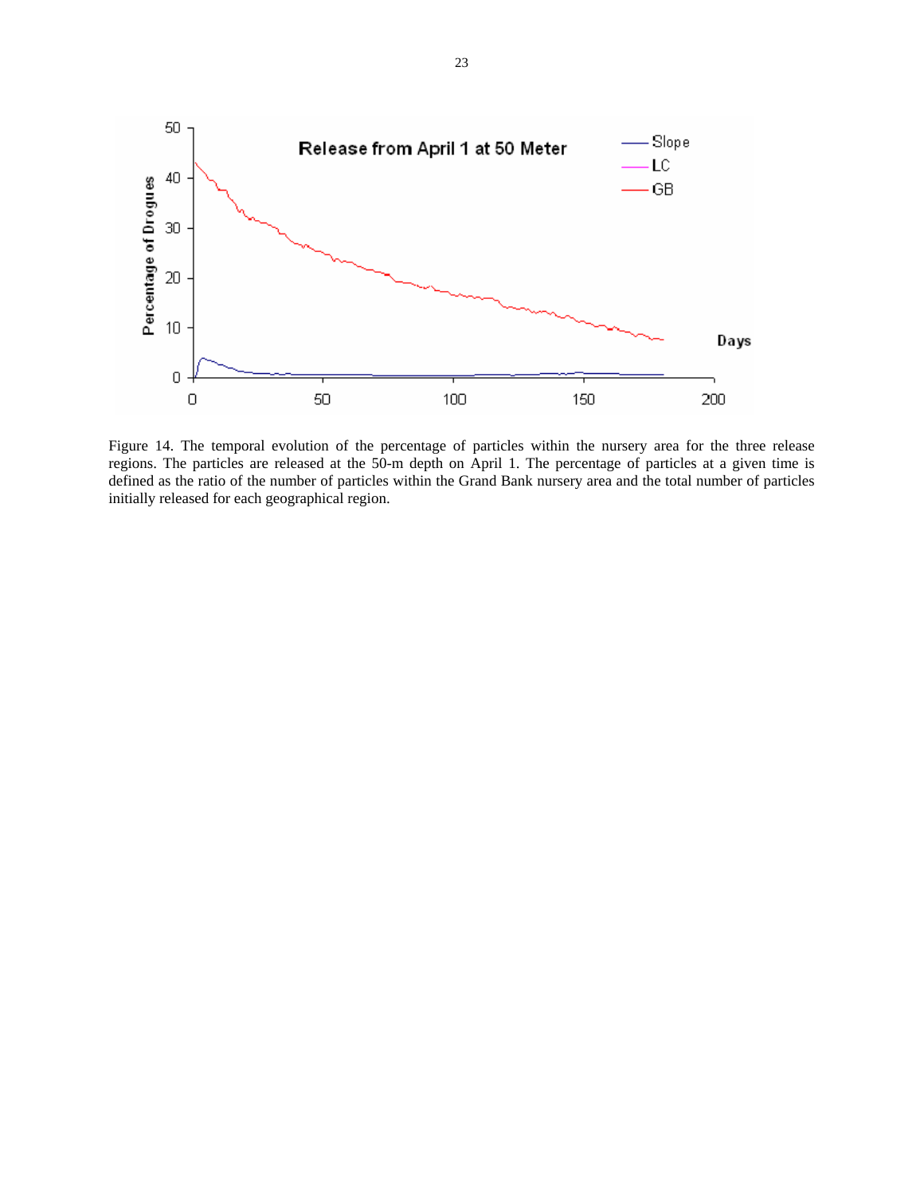Figure 14. The temporal evolution of the percentage of particles within the nursery area for the three release regions. The particles are released at the 50-m depth on April 1. The percentage of particles at a given time is defined as the ratio of the number of particles within the Grand Bank nursery area and the total number of particles initially released for each geographical region.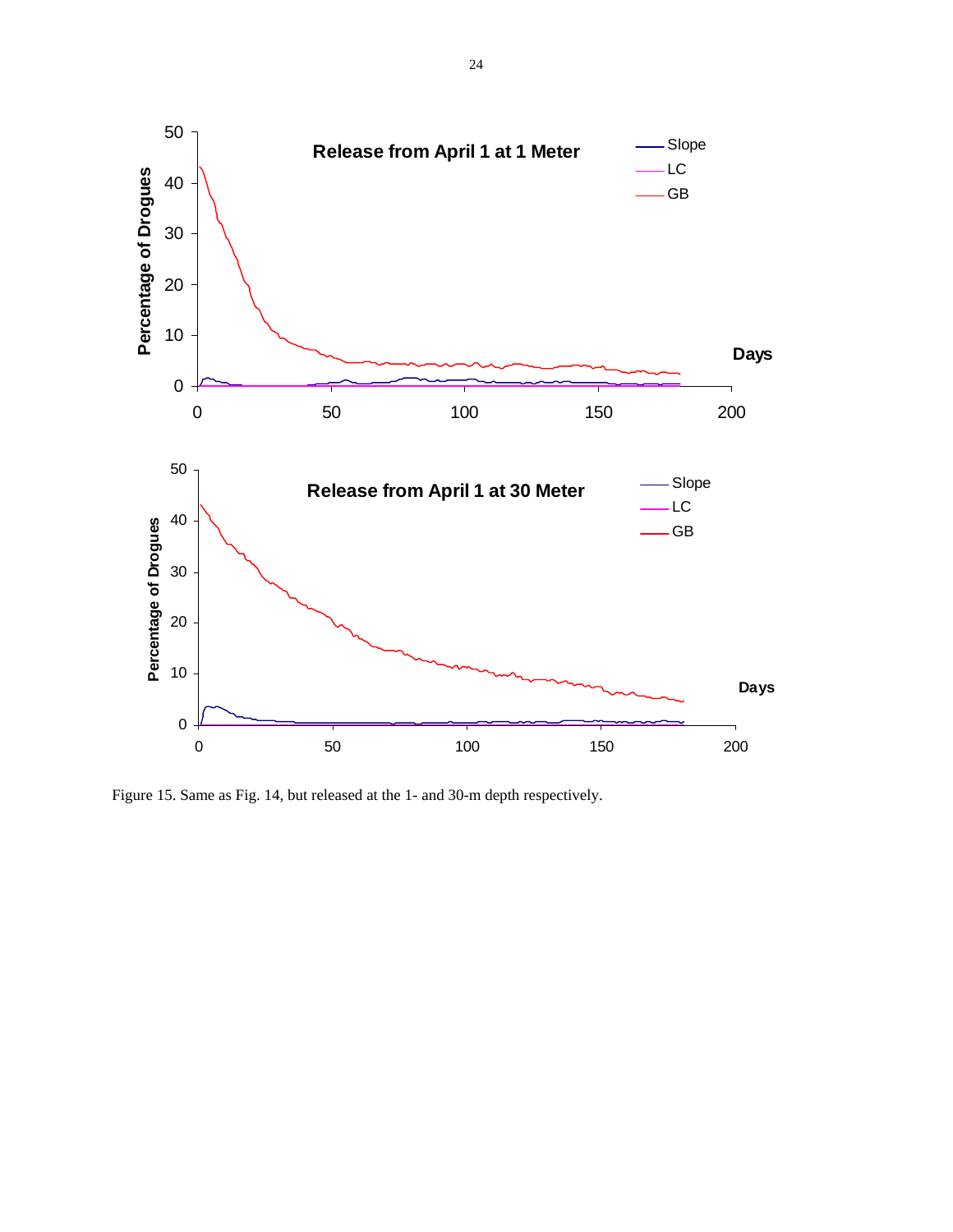Figure 15. Same as Fig. 14, but released at the 1- and 30-m depth respectively.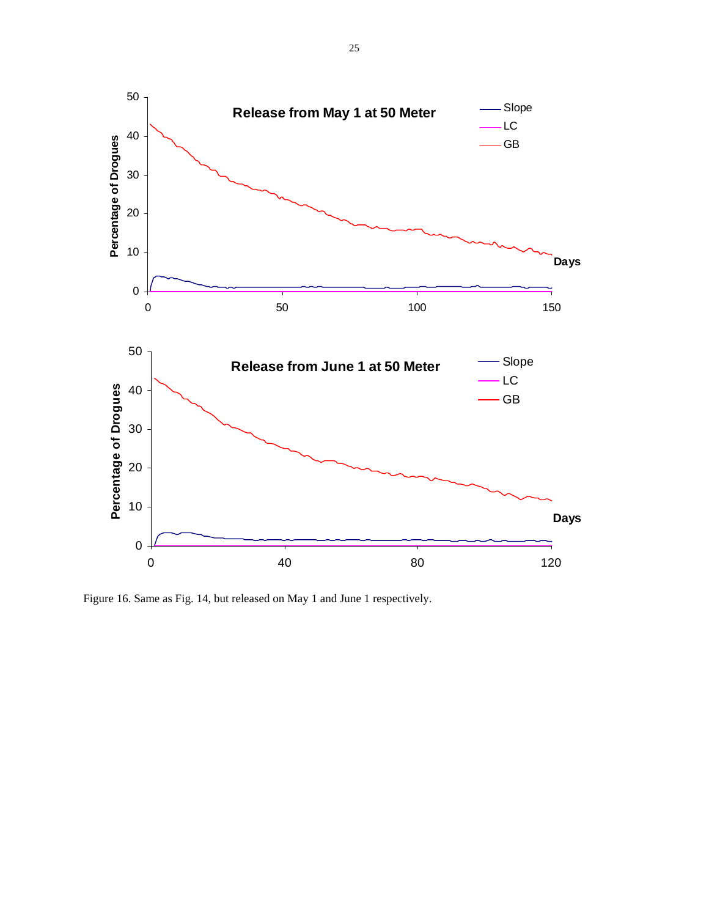Figure 16. Same as Fig. 14, but released on May 1 and June 1 respectively.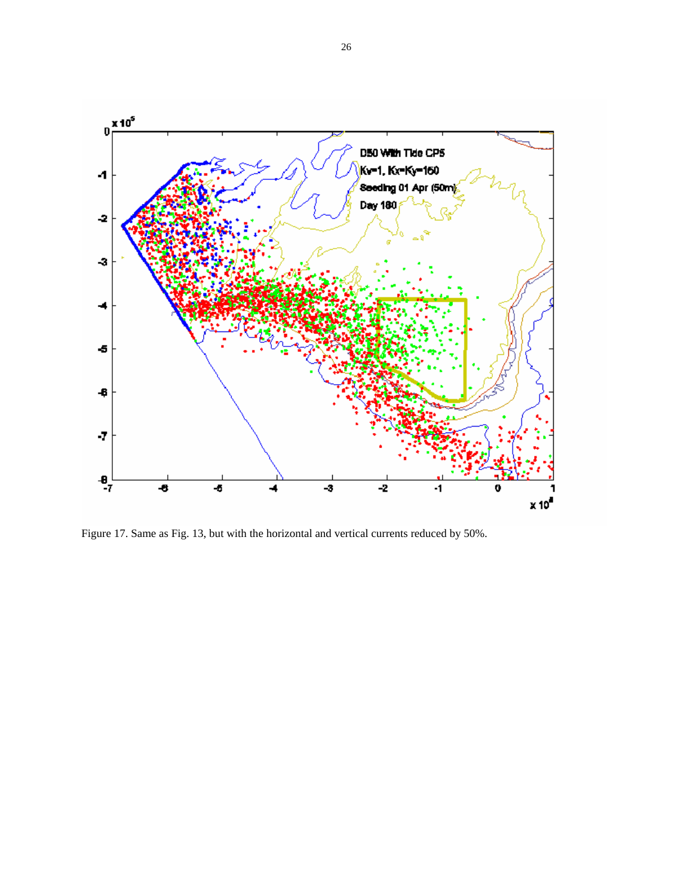Figure 17. Same as Fig. 13, but with the horizontal and vertical currents reduced by 50%.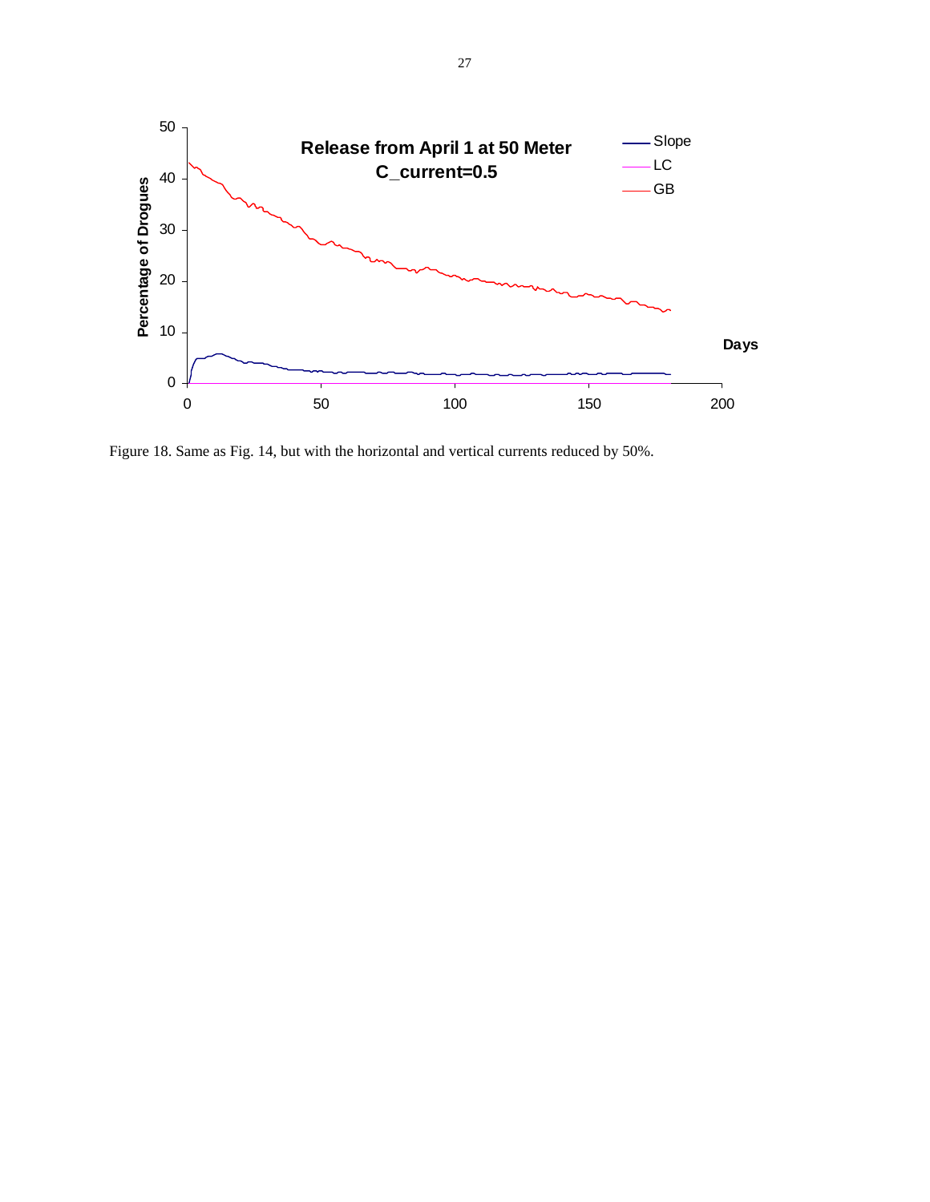Release from April 1 at 50 Meter
C_current=0.5

Slope
LC
GB

Percentage of Drogues

50
40
30
20
10
0

0
50
100
150
200

Days

Figure 18. Same as Fig. 14, but with the horizontal and vertical currents reduced by 50%.